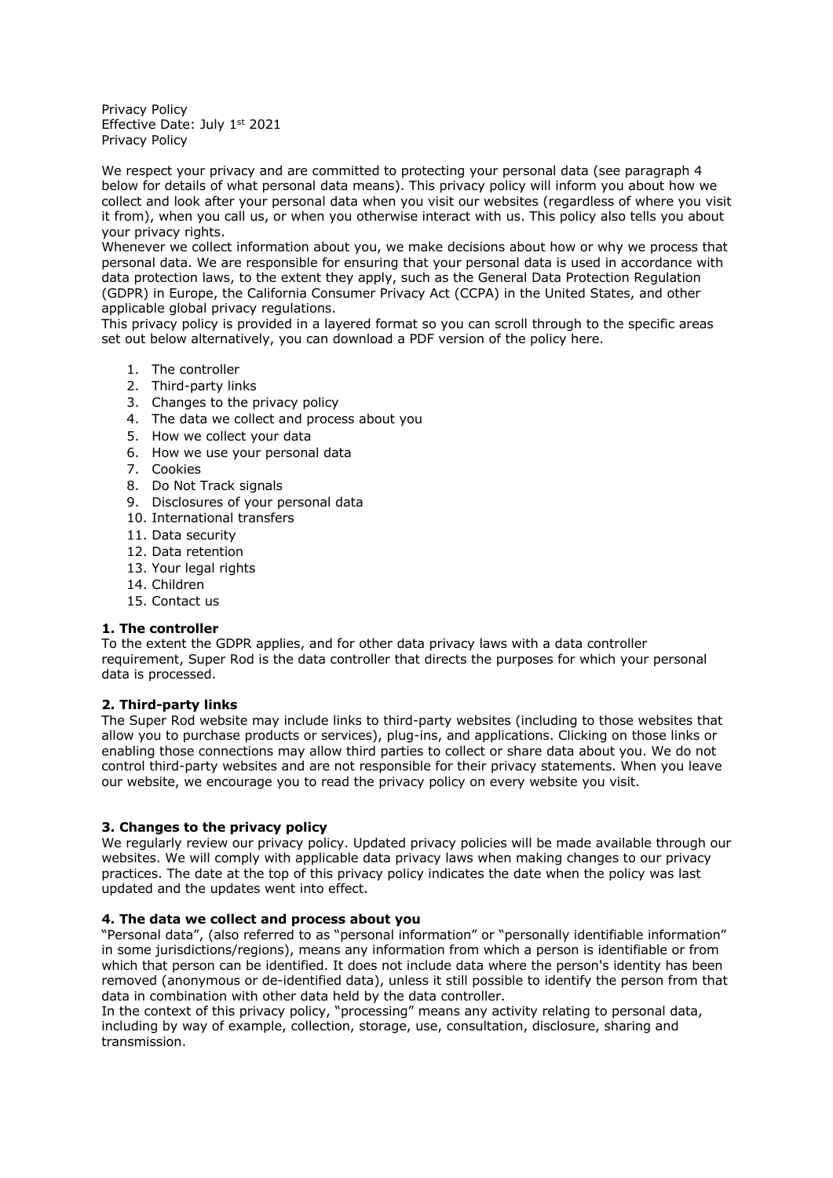Privacy Policy
Effective Date: July 1st 2021
Privacy Policy

We respect your privacy and are committed to protecting your personal data (see paragraph 4 below for details of what personal data means). This privacy policy will inform you about how we collect and look after your personal data when you visit our websites (regardless of where you visit it from), when you call us, or when you otherwise interact with us. This policy also tells you about your privacy rights.

Whenever we collect information about you, we make decisions about how or why we process that personal data. We are responsible for ensuring that your personal data is used in accordance with data protection laws, to the extent they apply, such as the General Data Protection Regulation (GDPR) in Europe, the California Consumer Privacy Act (CCPA) in the United States, and other applicable global privacy regulations.

This privacy policy is provided in a layered format so you can scroll through to the specific areas set out below alternatively, you can download a PDF version of the policy here.

1. The controller
2. Third-party links
3. Changes to the privacy policy
4. The data we collect and process about you
5. How we collect your data
6. How we use your personal data
7. Cookies
8. Do Not Track signals
9. Disclosures of your personal data
10. International transfers
11. Data security
12. Data retention
13. Your legal rights
14. Children
15. Contact us

**1. The controller**

To the extent the GDPR applies, and for other data privacy laws with a data controller requirement, Super Rod is the data controller that directs the purposes for which your personal data is processed.

**2. Third-party links**

The Super Rod website may include links to third-party websites (including to those websites that allow you to purchase products or services), plug-ins, and applications. Clicking on those links or enabling those connections may allow third parties to collect or share data about you. We do not control third-party websites and are not responsible for their privacy statements. When you leave our website, we encourage you to read the privacy policy on every website you visit.

**3. Changes to the privacy policy**

We regularly review our privacy policy. Updated privacy policies will be made available through our websites. We will comply with applicable data privacy laws when making changes to our privacy practices. The date at the top of this privacy policy indicates the date when the policy was last updated and the updates went into effect.

**4. The data we collect and process about you**

"Personal data", (also referred to as "personal information" or "personally identifiable information" in some jurisdictions/regions), means any information from which a person is identifiable or from which that person can be identified. It does not include data where the person's identity has been removed (anonymous or de-identified data), unless it still possible to identify the person from that data in combination with other data held by the data controller.

In the context of this privacy policy, "processing" means any activity relating to personal data, including by way of example, collection, storage, use, consultation, disclosure, sharing and transmission.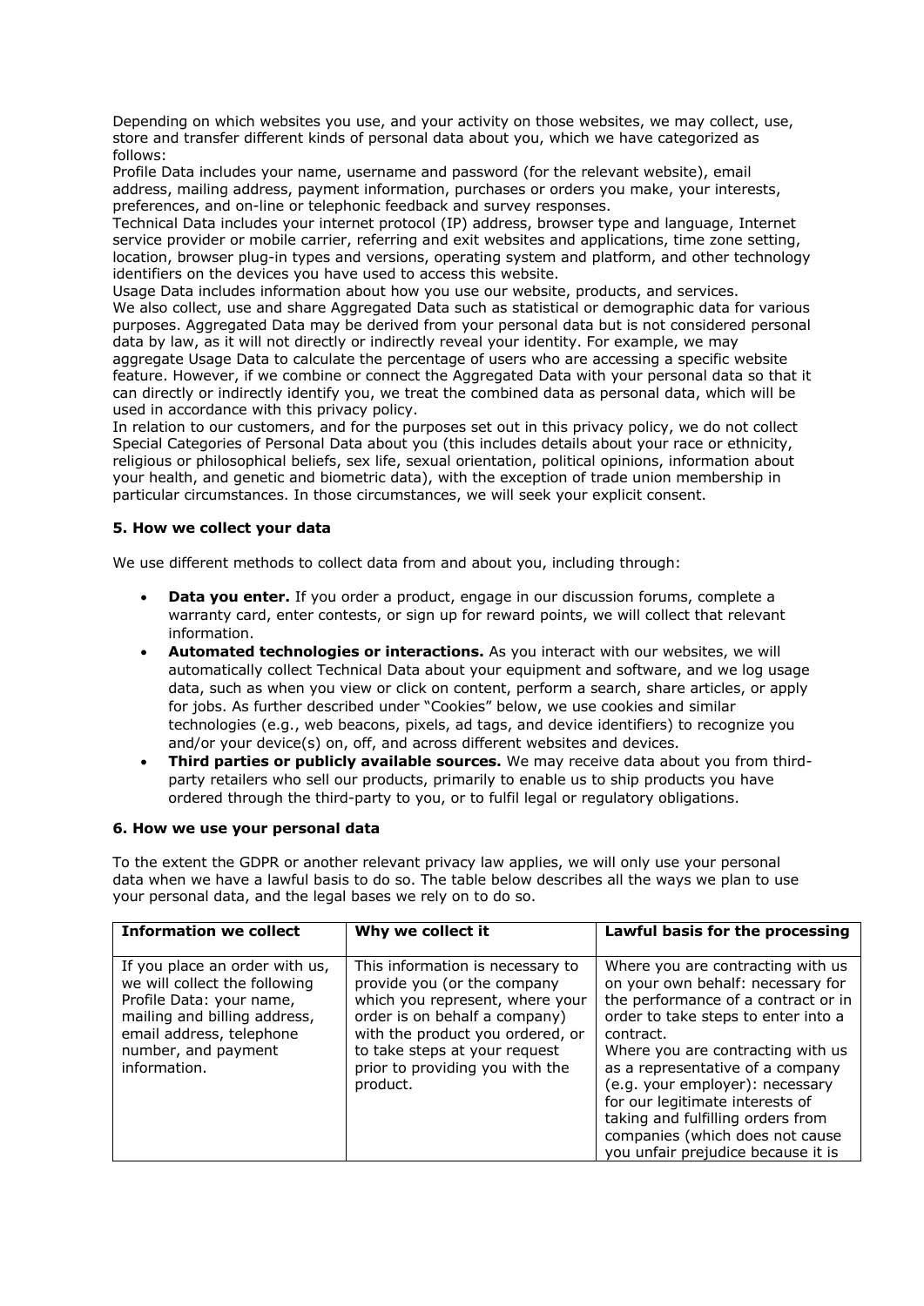Depending on which websites you use, and your activity on those websites, we may collect, use, store and transfer different kinds of personal data about you, which we have categorized as follows:

Profile Data includes your name, username and password (for the relevant website), email address, mailing address, payment information, purchases or orders you make, your interests, preferences, and on-line or telephonic feedback and survey responses.

Technical Data includes your internet protocol (IP) address, browser type and language, Internet service provider or mobile carrier, referring and exit websites and applications, time zone setting, location, browser plug-in types and versions, operating system and platform, and other technology identifiers on the devices you have used to access this website.

Usage Data includes information about how you use our website, products, and services.

We also collect, use and share Aggregated Data such as statistical or demographic data for various purposes. Aggregated Data may be derived from your personal data but is not considered personal data by law, as it will not directly or indirectly reveal your identity. For example, we may aggregate Usage Data to calculate the percentage of users who are accessing a specific website feature. However, if we combine or connect the Aggregated Data with your personal data so that it can directly or indirectly identify you, we treat the combined data as personal data, which will be used in accordance with this privacy policy.

In relation to our customers, and for the purposes set out in this privacy policy, we do not collect Special Categories of Personal Data about you (this includes details about your race or ethnicity, religious or philosophical beliefs, sex life, sexual orientation, political opinions, information about your health, and genetic and biometric data), with the exception of trade union membership in particular circumstances. In those circumstances, we will seek your explicit consent.

### 5. How we collect your data

We use different methods to collect data from and about you, including through:

- **Data you enter.** If you order a product, engage in our discussion forums, complete a warranty card, enter contests, or sign up for reward points, we will collect that relevant information.
- **Automated technologies or interactions.** As you interact with our websites, we will automatically collect Technical Data about your equipment and software, and we log usage data, such as when you view or click on content, perform a search, share articles, or apply for jobs. As further described under "Cookies" below, we use cookies and similar technologies (e.g., web beacons, pixels, ad tags, and device identifiers) to recognize you and/or your device(s) on, off, and across different websites and devices.
- **Third parties or publicly available sources.** We may receive data about you from third-party retailers who sell our products, primarily to enable us to ship products you have ordered through the third-party to you, or to fulfil legal or regulatory obligations.

### 6. How we use your personal data

To the extent the GDPR or another relevant privacy law applies, we will only use your personal data when we have a lawful basis to do so. The table below describes all the ways we plan to use your personal data, and the legal bases we rely on to do so.

| Information we collect | Why we collect it | Lawful basis for the processing |
|---|---|---|
| If you place an order with us, we will collect the following Profile Data: your name, mailing and billing address, email address, telephone number, and payment information. | This information is necessary to provide you (or the company which you represent, where your order is on behalf a company) with the product you ordered, or to take steps at your request prior to providing you with the product. | Where you are contracting with us on your own behalf: necessary for the performance of a contract or in order to take steps to enter into a contract.<br>Where you are contracting with us as a representative of a company (e.g. your employer): necessary for our legitimate interests of taking and fulfilling orders from companies (which does not cause you unfair prejudice because it is |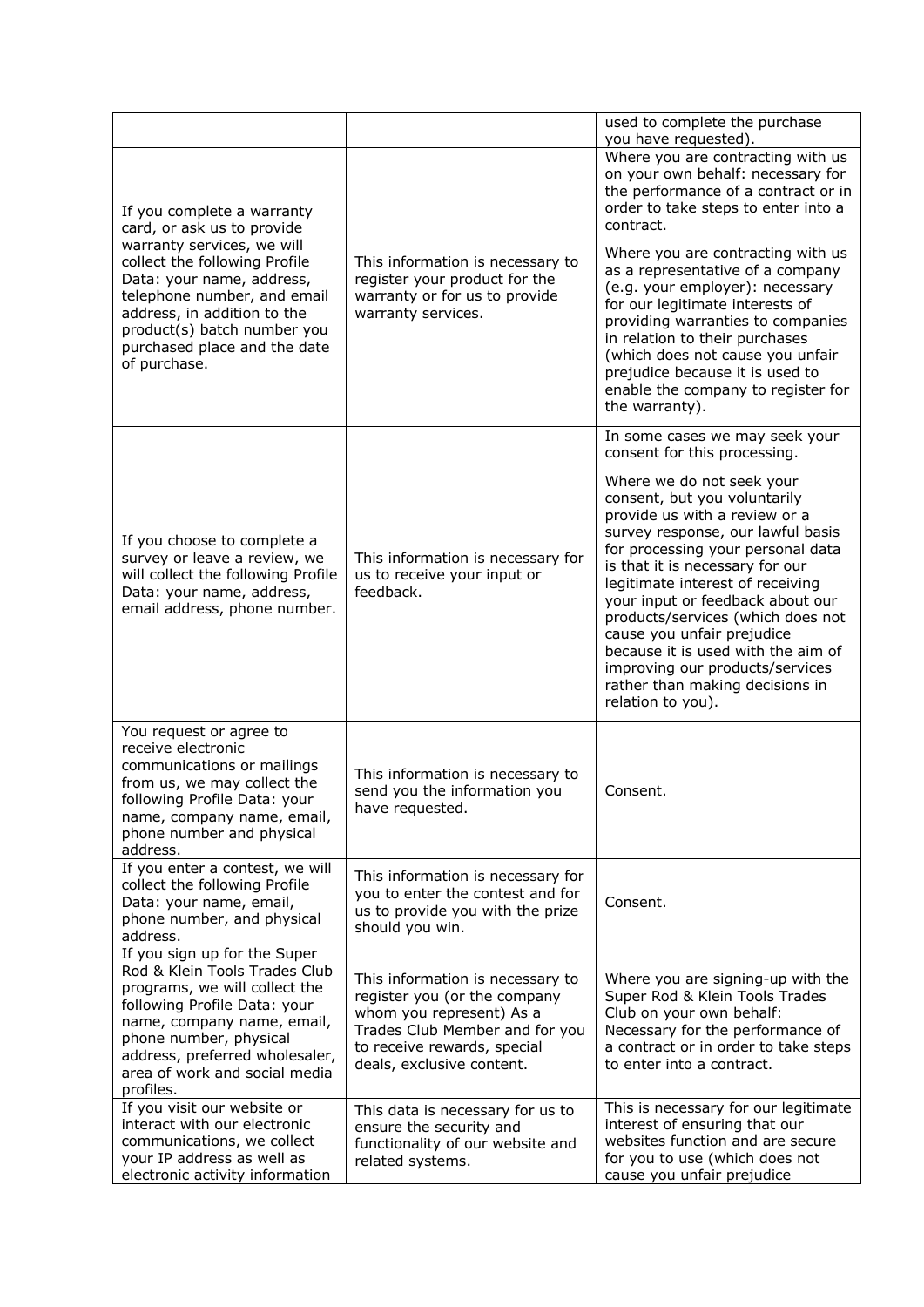| | | |
|---|---|---|
| | | used to complete the purchase you have requested). |
| If you complete a warranty card, or ask us to provide warranty services, we will collect the following Profile Data: your name, address, telephone number, and email address, in addition to the product(s) batch number you purchased place and the date of purchase. | This information is necessary to register your product for the warranty or for us to provide warranty services. | Where you are contracting with us on your own behalf: necessary for the performance of a contract or in order to take steps to enter into a contract.<br><br>Where you are contracting with us as a representative of a company (e.g. your employer): necessary for our legitimate interests of providing warranties to companies in relation to their purchases (which does not cause you unfair prejudice because it is used to enable the company to register for the warranty). |
| If you choose to complete a survey or leave a review, we will collect the following Profile Data: your name, address, email address, phone number. | This information is necessary for us to receive your input or feedback. | In some cases we may seek your consent for this processing.<br><br>Where we do not seek your consent, but you voluntarily provide us with a review or a survey response, our lawful basis for processing your personal data is that it is necessary for our legitimate interest of receiving your input or feedback about our products/services (which does not cause you unfair prejudice because it is used with the aim of improving our products/services rather than making decisions in relation to you). |
| You request or agree to receive electronic communications or mailings from us, we may collect the following Profile Data: your name, company name, email, phone number and physical address. | This information is necessary to send you the information you have requested. | Consent. |
| If you enter a contest, we will collect the following Profile Data: your name, email, phone number, and physical address. | This information is necessary for you to enter the contest and for us to provide you with the prize should you win. | Consent. |
| If you sign up for the Super Rod & Klein Tools Trades Club programs, we will collect the following Profile Data: your name, company name, email, phone number, physical address, preferred wholesaler, area of work and social media profiles. | This information is necessary to register you (or the company whom you represent) As a Trades Club Member and for you to receive rewards, special deals, exclusive content. | Where you are signing-up with the Super Rod & Klein Tools Trades Club on your own behalf: Necessary for the performance of a contract or in order to take steps to enter into a contract. |
| If you visit our website or interact with our electronic communications, we collect your IP address as well as electronic activity information | This data is necessary for us to ensure the security and functionality of our website and related systems. | This is necessary for our legitimate interest of ensuring that our websites function and are secure for you to use (which does not cause you unfair prejudice |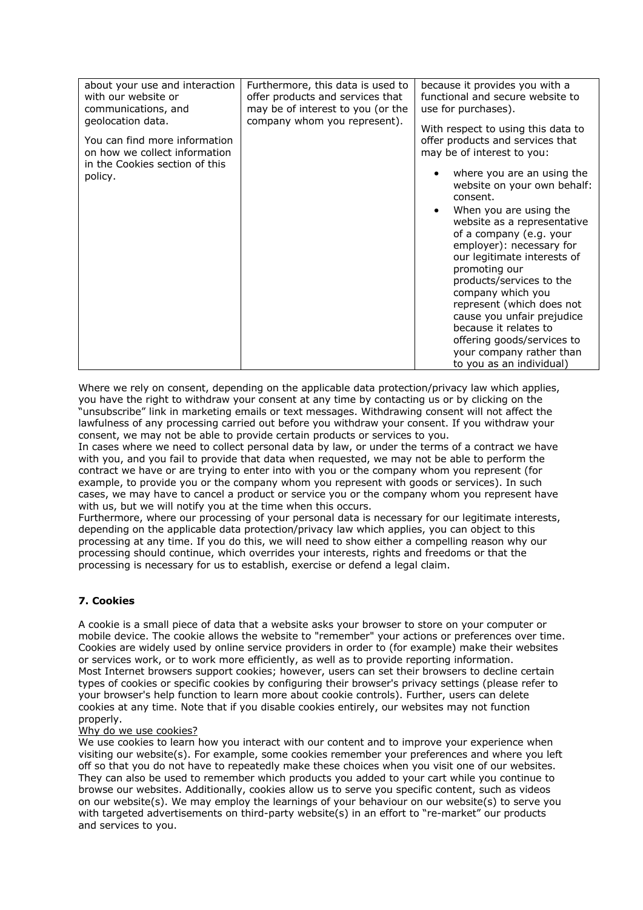| | | |
|---|---|---|
| about your use and interaction with our website or communications, and geolocation data.<br><br>You can find more information on how we collect information in the Cookies section of this policy. | Furthermore, this data is used to offer products and services that may be of interest to you (or the company whom you represent). | because it provides you with a functional and secure website to use for purchases).<br><br>With respect to using this data to offer products and services that may be of interest to you:<br><br>• where you are an using the website on your own behalf: consent.<br>• When you are using the website as a representative of a company (e.g. your employer): necessary for our legitimate interests of promoting our products/services to the company which you represent (which does not cause you unfair prejudice because it relates to offering goods/services to your company rather than to you as an individual) |

Where we rely on consent, depending on the applicable data protection/privacy law which applies, you have the right to withdraw your consent at any time by contacting us or by clicking on the "unsubscribe" link in marketing emails or text messages. Withdrawing consent will not affect the lawfulness of any processing carried out before you withdraw your consent. If you withdraw your consent, we may not be able to provide certain products or services to you.
In cases where we need to collect personal data by law, or under the terms of a contract we have with you, and you fail to provide that data when requested, we may not be able to perform the contract we have or are trying to enter into with you or the company whom you represent (for example, to provide you or the company whom you represent with goods or services). In such cases, we may have to cancel a product or service you or the company whom you represent have with us, but we will notify you at the time when this occurs.
Furthermore, where our processing of your personal data is necessary for our legitimate interests, depending on the applicable data protection/privacy law which applies, you can object to this processing at any time. If you do this, we will need to show either a compelling reason why our processing should continue, which overrides your interests, rights and freedoms or that the processing is necessary for us to establish, exercise or defend a legal claim.

## 7. Cookies

A cookie is a small piece of data that a website asks your browser to store on your computer or mobile device. The cookie allows the website to "remember" your actions or preferences over time. Cookies are widely used by online service providers in order to (for example) make their websites or services work, or to work more efficiently, as well as to provide reporting information.
Most Internet browsers support cookies; however, users can set their browsers to decline certain types of cookies or specific cookies by configuring their browser's privacy settings (please refer to your browser's help function to learn more about cookie controls). Further, users can delete cookies at any time. Note that if you disable cookies entirely, our websites may not function properly.

Why do we use cookies?

We use cookies to learn how you interact with our content and to improve your experience when visiting our website(s). For example, some cookies remember your preferences and where you left off so that you do not have to repeatedly make these choices when you visit one of our websites. They can also be used to remember which products you added to your cart while you continue to browse our websites. Additionally, cookies allow us to serve you specific content, such as videos on our website(s). We may employ the learnings of your behaviour on our website(s) to serve you with targeted advertisements on third-party website(s) in an effort to "re-market" our products and services to you.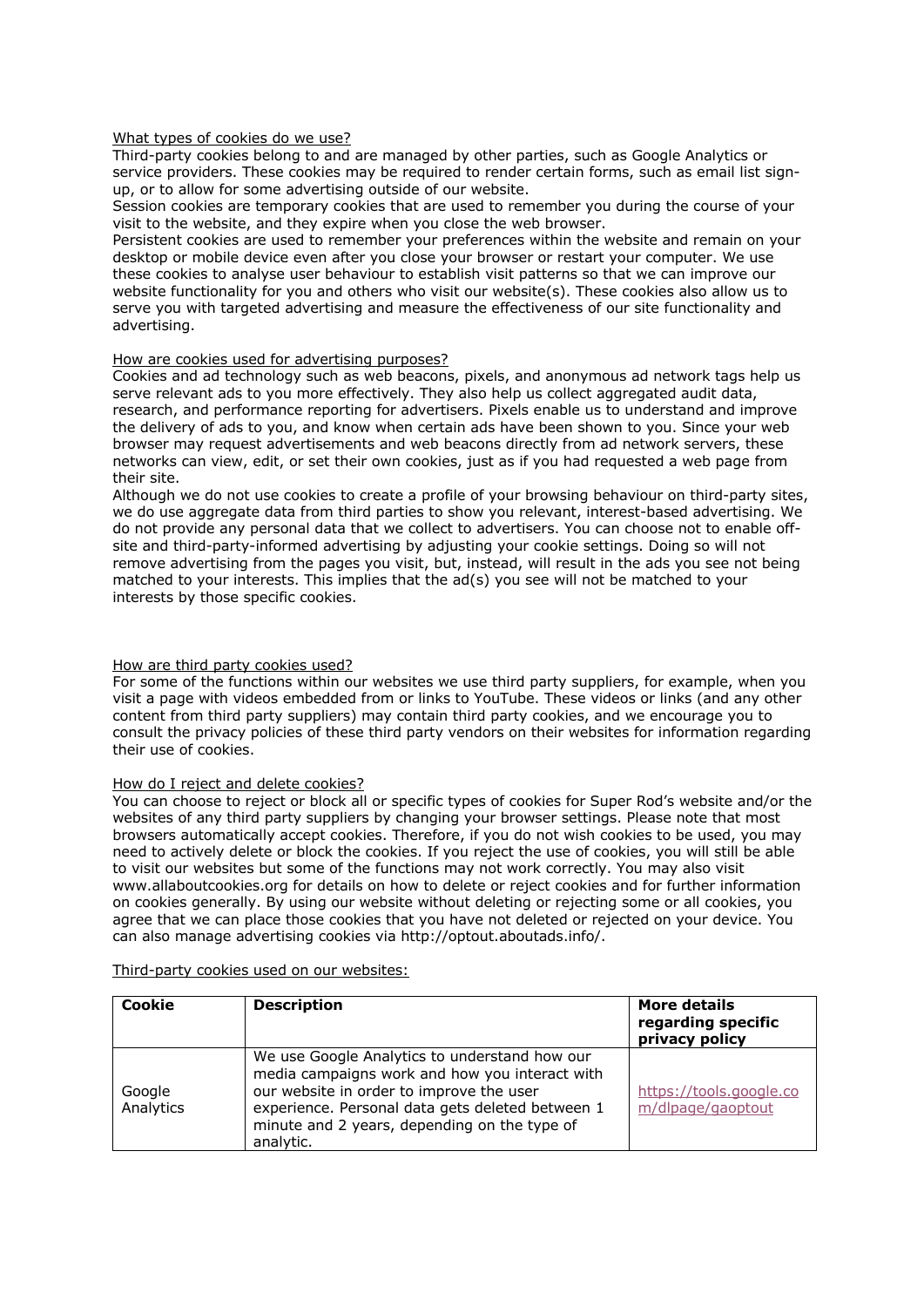What types of cookies do we use?

Third-party cookies belong to and are managed by other parties, such as Google Analytics or service providers. These cookies may be required to render certain forms, such as email list sign-up, or to allow for some advertising outside of our website.

Session cookies are temporary cookies that are used to remember you during the course of your visit to the website, and they expire when you close the web browser.

Persistent cookies are used to remember your preferences within the website and remain on your desktop or mobile device even after you close your browser or restart your computer. We use these cookies to analyse user behaviour to establish visit patterns so that we can improve our website functionality for you and others who visit our website(s). These cookies also allow us to serve you with targeted advertising and measure the effectiveness of our site functionality and advertising.

How are cookies used for advertising purposes?

Cookies and ad technology such as web beacons, pixels, and anonymous ad network tags help us serve relevant ads to you more effectively. They also help us collect aggregated audit data, research, and performance reporting for advertisers. Pixels enable us to understand and improve the delivery of ads to you, and know when certain ads have been shown to you. Since your web browser may request advertisements and web beacons directly from ad network servers, these networks can view, edit, or set their own cookies, just as if you had requested a web page from their site.

Although we do not use cookies to create a profile of your browsing behaviour on third-party sites, we do use aggregate data from third parties to show you relevant, interest-based advertising. We do not provide any personal data that we collect to advertisers. You can choose not to enable off-site and third-party-informed advertising by adjusting your cookie settings. Doing so will not remove advertising from the pages you visit, but, instead, will result in the ads you see not being matched to your interests. This implies that the ad(s) you see will not be matched to your interests by those specific cookies.

How are third party cookies used?

For some of the functions within our websites we use third party suppliers, for example, when you visit a page with videos embedded from or links to YouTube. These videos or links (and any other content from third party suppliers) may contain third party cookies, and we encourage you to consult the privacy policies of these third party vendors on their websites for information regarding their use of cookies.

How do I reject and delete cookies?

You can choose to reject or block all or specific types of cookies for Super Rod's website and/or the websites of any third party suppliers by changing your browser settings. Please note that most browsers automatically accept cookies. Therefore, if you do not wish cookies to be used, you may need to actively delete or block the cookies. If you reject the use of cookies, you will still be able to visit our websites but some of the functions may not work correctly. You may also visit www.allaboutcookies.org for details on how to delete or reject cookies and for further information on cookies generally. By using our website without deleting or rejecting some or all cookies, you agree that we can place those cookies that you have not deleted or rejected on your device. You can also manage advertising cookies via http://optout.aboutads.info/.

Third-party cookies used on our websites:

| Cookie | Description | More details regarding specific privacy policy |
|---|---|---|
| Google Analytics | We use Google Analytics to understand how our media campaigns work and how you interact with our website in order to improve the user experience. Personal data gets deleted between 1 minute and 2 years, depending on the type of analytic. | https://tools.google.com/dlpage/gaoptout |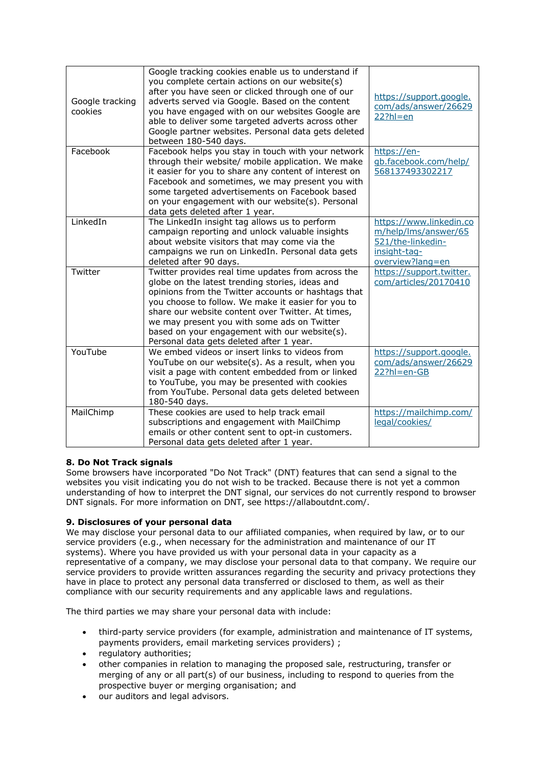| | | |
|---|---|---|
| Google tracking cookies | Google tracking cookies enable us to understand if you complete certain actions on our website(s) after you have seen or clicked through one of our adverts served via Google. Based on the content you have engaged with on our websites Google are able to deliver some targeted adverts across other Google partner websites. Personal data gets deleted between 180-540 days. | https://support.google.com/ads/answer/2662922?hl=en |
| Facebook | Facebook helps you stay in touch with your network through their website/ mobile application. We make it easier for you to share any content of interest on Facebook and sometimes, we may present you with some targeted advertisements on Facebook based on your engagement with our website(s). Personal data gets deleted after 1 year. | https://en-gb.facebook.com/help/568137493302217 |
| LinkedIn | The LinkedIn insight tag allows us to perform campaign reporting and unlock valuable insights about website visitors that may come via the campaigns we run on LinkedIn. Personal data gets deleted after 90 days. | https://www.linkedin.com/help/lms/answer/65521/the-linkedin-insight-tag-overview?lang=en |
| Twitter | Twitter provides real time updates from across the globe on the latest trending stories, ideas and opinions from the Twitter accounts or hashtags that you choose to follow. We make it easier for you to share our website content over Twitter. At times, we may present you with some ads on Twitter based on your engagement with our website(s). Personal data gets deleted after 1 year. | https://support.twitter.com/articles/20170410 |
| YouTube | We embed videos or insert links to videos from YouTube on our website(s). As a result, when you visit a page with content embedded from or linked to YouTube, you may be presented with cookies from YouTube. Personal data gets deleted between 180-540 days. | https://support.google.com/ads/answer/2662922?hl=en-GB |
| MailChimp | These cookies are used to help track email subscriptions and engagement with MailChimp emails or other content sent to opt-in customers. Personal data gets deleted after 1 year. | https://mailchimp.com/legal/cookies/ |

**8. Do Not Track signals**

Some browsers have incorporated "Do Not Track" (DNT) features that can send a signal to the websites you visit indicating you do not wish to be tracked. Because there is not yet a common understanding of how to interpret the DNT signal, our services do not currently respond to browser DNT signals. For more information on DNT, see https://allaboutdnt.com/.

**9. Disclosures of your personal data**

We may disclose your personal data to our affiliated companies, when required by law, or to our service providers (e.g., when necessary for the administration and maintenance of our IT systems). Where you have provided us with your personal data in your capacity as a representative of a company, we may disclose your personal data to that company. We require our service providers to provide written assurances regarding the security and privacy protections they have in place to protect any personal data transferred or disclosed to them, as well as their compliance with our security requirements and any applicable laws and regulations.

The third parties we may share your personal data with include:

- third-party service providers (for example, administration and maintenance of IT systems, payments providers, email marketing services providers) ;
- regulatory authorities;
- other companies in relation to managing the proposed sale, restructuring, transfer or merging of any or all part(s) of our business, including to respond to queries from the prospective buyer or merging organisation; and
- our auditors and legal advisors.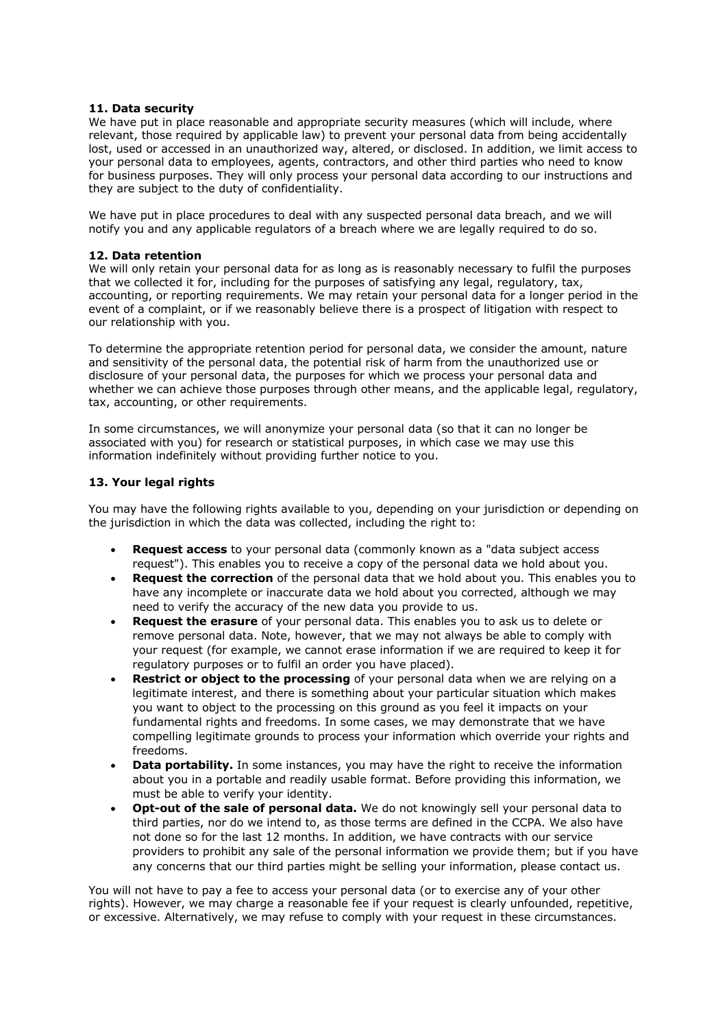### 11. Data security

We have put in place reasonable and appropriate security measures (which will include, where relevant, those required by applicable law) to prevent your personal data from being accidentally lost, used or accessed in an unauthorized way, altered, or disclosed. In addition, we limit access to your personal data to employees, agents, contractors, and other third parties who need to know for business purposes. They will only process your personal data according to our instructions and they are subject to the duty of confidentiality.

We have put in place procedures to deal with any suspected personal data breach, and we will notify you and any applicable regulators of a breach where we are legally required to do so.

### 12. Data retention

We will only retain your personal data for as long as is reasonably necessary to fulfil the purposes that we collected it for, including for the purposes of satisfying any legal, regulatory, tax, accounting, or reporting requirements. We may retain your personal data for a longer period in the event of a complaint, or if we reasonably believe there is a prospect of litigation with respect to our relationship with you.

To determine the appropriate retention period for personal data, we consider the amount, nature and sensitivity of the personal data, the potential risk of harm from the unauthorized use or disclosure of your personal data, the purposes for which we process your personal data and whether we can achieve those purposes through other means, and the applicable legal, regulatory, tax, accounting, or other requirements.

In some circumstances, we will anonymize your personal data (so that it can no longer be associated with you) for research or statistical purposes, in which case we may use this information indefinitely without providing further notice to you.

### 13. Your legal rights

You may have the following rights available to you, depending on your jurisdiction or depending on the jurisdiction in which the data was collected, including the right to:

- **Request access** to your personal data (commonly known as a "data subject access request"). This enables you to receive a copy of the personal data we hold about you.
- **Request the correction** of the personal data that we hold about you. This enables you to have any incomplete or inaccurate data we hold about you corrected, although we may need to verify the accuracy of the new data you provide to us.
- **Request the erasure** of your personal data. This enables you to ask us to delete or remove personal data. Note, however, that we may not always be able to comply with your request (for example, we cannot erase information if we are required to keep it for regulatory purposes or to fulfil an order you have placed).
- **Restrict or object to the processing** of your personal data when we are relying on a legitimate interest, and there is something about your particular situation which makes you want to object to the processing on this ground as you feel it impacts on your fundamental rights and freedoms. In some cases, we may demonstrate that we have compelling legitimate grounds to process your information which override your rights and freedoms.
- **Data portability.** In some instances, you may have the right to receive the information about you in a portable and readily usable format. Before providing this information, we must be able to verify your identity.
- **Opt-out of the sale of personal data.** We do not knowingly sell your personal data to third parties, nor do we intend to, as those terms are defined in the CCPA. We also have not done so for the last 12 months. In addition, we have contracts with our service providers to prohibit any sale of the personal information we provide them; but if you have any concerns that our third parties might be selling your information, please contact us.

You will not have to pay a fee to access your personal data (or to exercise any of your other rights). However, we may charge a reasonable fee if your request is clearly unfounded, repetitive, or excessive. Alternatively, we may refuse to comply with your request in these circumstances.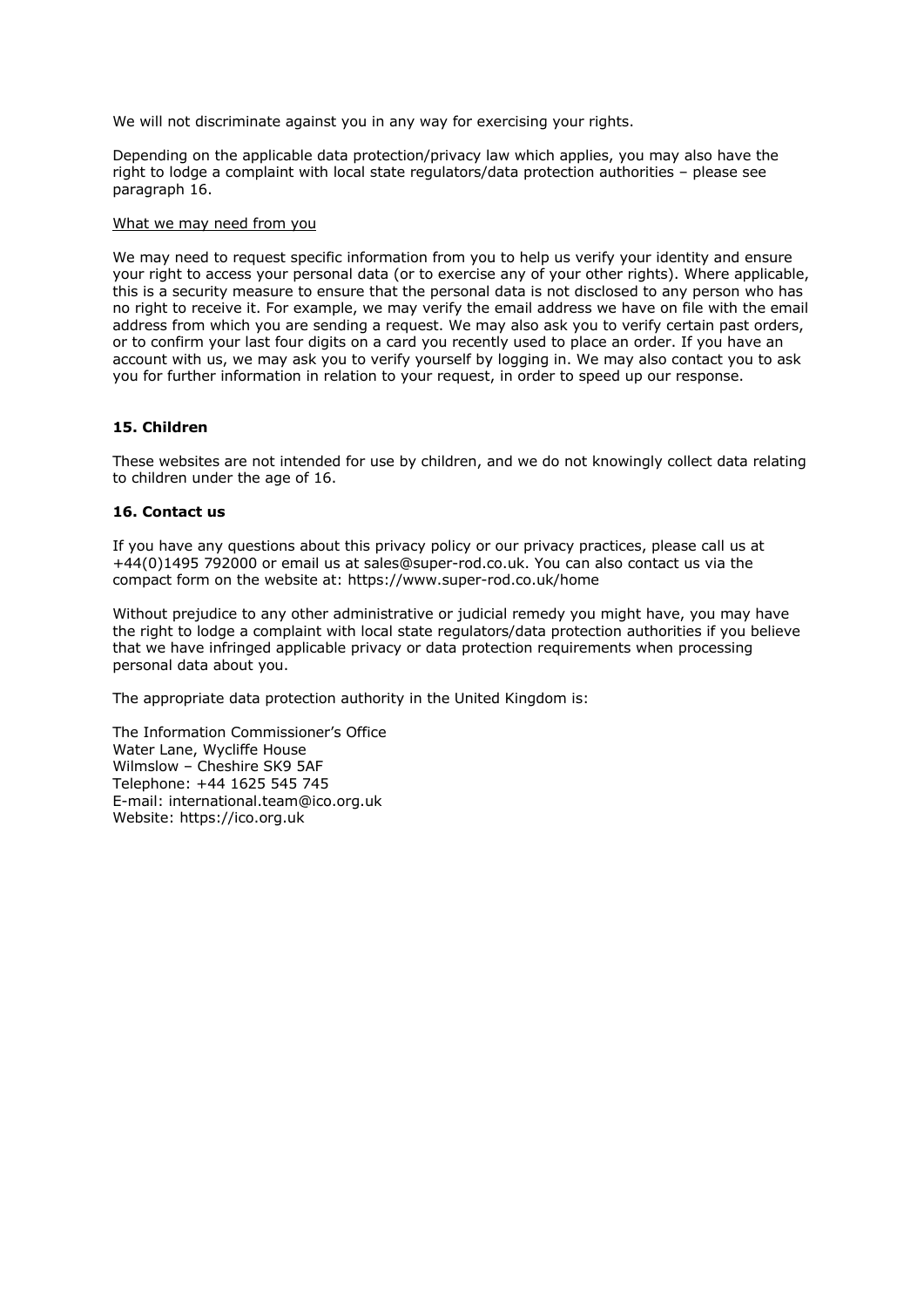We will not discriminate against you in any way for exercising your rights.

Depending on the applicable data protection/privacy law which applies, you may also have the right to lodge a complaint with local state regulators/data protection authorities – please see paragraph 16.

What we may need from you

We may need to request specific information from you to help us verify your identity and ensure your right to access your personal data (or to exercise any of your other rights). Where applicable, this is a security measure to ensure that the personal data is not disclosed to any person who has no right to receive it. For example, we may verify the email address we have on file with the email address from which you are sending a request. We may also ask you to verify certain past orders, or to confirm your last four digits on a card you recently used to place an order. If you have an account with us, we may ask you to verify yourself by logging in. We may also contact you to ask you for further information in relation to your request, in order to speed up our response.

## 15. Children

These websites are not intended for use by children, and we do not knowingly collect data relating to children under the age of 16.

## 16. Contact us

If you have any questions about this privacy policy or our privacy practices, please call us at +44(0)1495 792000 or email us at sales@super-rod.co.uk. You can also contact us via the compact form on the website at: https://www.super-rod.co.uk/home

Without prejudice to any other administrative or judicial remedy you might have, you may have the right to lodge a complaint with local state regulators/data protection authorities if you believe that we have infringed applicable privacy or data protection requirements when processing personal data about you.

The appropriate data protection authority in the United Kingdom is:

The Information Commissioner's Office
Water Lane, Wycliffe House
Wilmslow – Cheshire SK9 5AF
Telephone: +44 1625 545 745
E-mail: international.team@ico.org.uk
Website: https://ico.org.uk